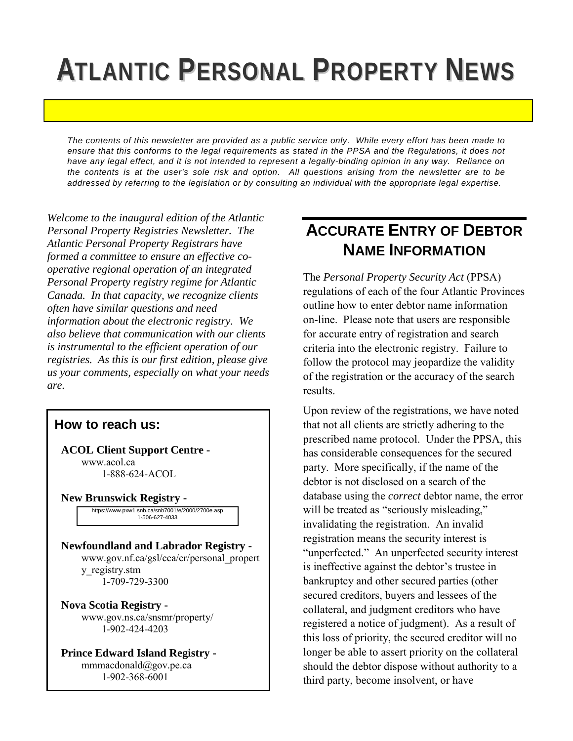# ATLANTIC PERSONAL PROPERTY NEWS

*The contents of this newsletter are provided as a public service only. While every effort has been made to ensure that this conforms to the legal requirements as stated in the PPSA and the Regulations, it does not have any legal effect, and it is not intended to represent a legally-binding opinion in any way. Reliance on the contents is at the user's sole risk and option. All questions arising from the newsletter are to be addressed by referring to the legislation or by consulting an individual with the appropriate legal expertise.*

*Welcome to the inaugural edition of the Atlantic Personal Property Registries Newsletter. The Atlantic Personal Property Registrars have formed a committee to ensure an effective co-operative regional operation of an integrated Personal Property registry regime for Atlantic Canada. In that capacity, we recognize clients often have similar questions and need information about the electronic registry. We also believe that communication with our clients is instrumental to the efficient operation of our registries. As this is our first edition, please give us your comments, especially on what your needs are.*

### How to reach us:

**ACOL Client Support Centre -**
www.acol.ca
1-888-624-ACOL

**New Brunswick Registry -**
https://www.pxw1.snb.ca/snb7001/e/2000/2700e.asp
1-506-627-4033

**Newfoundland and Labrador Registry -**
www.gov.nf.ca/gsl/cca/cr/personal_property_registry.stm
1-709-729-3300

**Nova Scotia Registry -**
www.gov.ns.ca/snsmr/property/
1-902-424-4203

**Prince Edward Island Registry -**
mmmacdonald@gov.pe.ca
1-902-368-6001

## ACCURATE ENTRY OF DEBTOR NAME INFORMATION

The *Personal Property Security Act* (PPSA) regulations of each of the four Atlantic Provinces outline how to enter debtor name information on-line. Please note that users are responsible for accurate entry of registration and search criteria into the electronic registry. Failure to follow the protocol may jeopardize the validity of the registration or the accuracy of the search results.

Upon review of the registrations, we have noted that not all clients are strictly adhering to the prescribed name protocol. Under the PPSA, this has considerable consequences for the secured party. More specifically, if the name of the debtor is not disclosed on a search of the database using the *correct* debtor name, the error will be treated as "seriously misleading," invalidating the registration. An invalid registration means the security interest is "unperfected." An unperfected security interest is ineffective against the debtor's trustee in bankruptcy and other secured parties (other secured creditors, buyers and lessees of the collateral, and judgment creditors who have registered a notice of judgment). As a result of this loss of priority, the secured creditor will no longer be able to assert priority on the collateral should the debtor dispose without authority to a third party, become insolvent, or have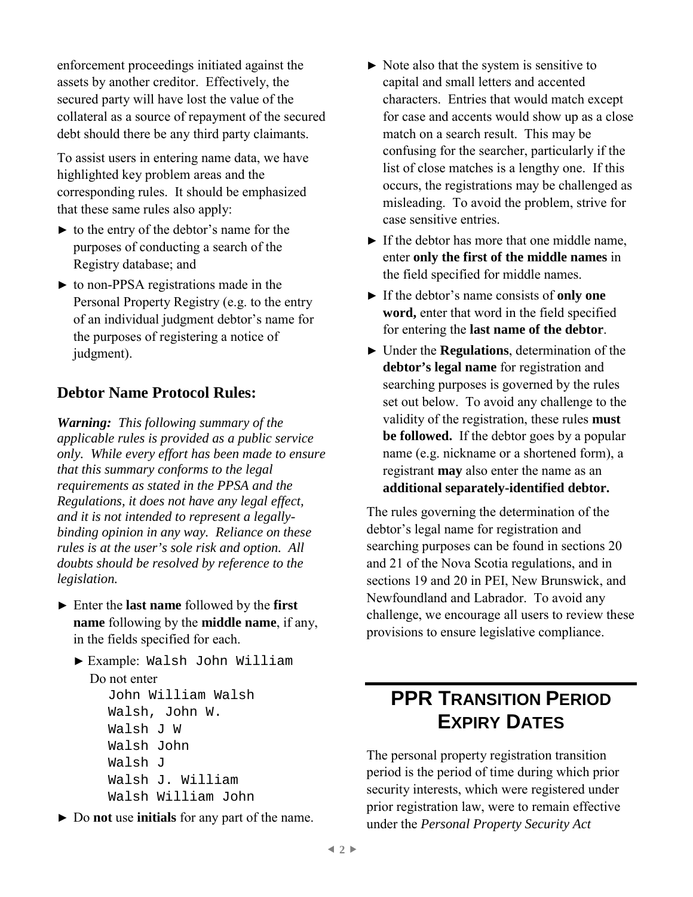enforcement proceedings initiated against the assets by another creditor. Effectively, the secured party will have lost the value of the collateral as a source of repayment of the secured debt should there be any third party claimants.

To assist users in entering name data, we have highlighted key problem areas and the corresponding rules. It should be emphasized that these same rules also apply:

- to the entry of the debtor's name for the purposes of conducting a search of the Registry database; and
- to non-PPSA registrations made in the Personal Property Registry (e.g. to the entry of an individual judgment debtor's name for the purposes of registering a notice of judgment).

## Debtor Name Protocol Rules:

***Warning:*** *This following summary of the applicable rules is provided as a public service only. While every effort has been made to ensure that this summary conforms to the legal requirements as stated in the PPSA and the Regulations, it does not have any legal effect, and it is not intended to represent a legally-binding opinion in any way. Reliance on these rules is at the user's sole risk and option. All doubts should be resolved by reference to the legislation.*

- Enter the **last name** followed by the **first name** following by the **middle name**, if any, in the fields specified for each.
  - Example: `Walsh John William`

    Do not enter

    ```
    John William Walsh
    Walsh, John W.
    Walsh J W
    Walsh John
    Walsh J
    Walsh J. William
    Walsh William John
    ```
- Do **not** use **initials** for any part of the name.
- Note also that the system is sensitive to capital and small letters and accented characters. Entries that would match except for case and accents would show up as a close match on a search result. This may be confusing for the searcher, particularly if the list of close matches is a lengthy one. If this occurs, the registrations may be challenged as misleading. To avoid the problem, strive for case sensitive entries.
- If the debtor has more that one middle name, enter **only the first of the middle names** in the field specified for middle names.
- If the debtor's name consists of **only one word,** enter that word in the field specified for entering the **last name of the debtor**.
- Under the **Regulations**, determination of the **debtor's legal name** for registration and searching purposes is governed by the rules set out below. To avoid any challenge to the validity of the registration, these rules **must be followed.** If the debtor goes by a popular name (e.g. nickname or a shortened form), a registrant **may** also enter the name as an **additional separately-identified debtor.**

The rules governing the determination of the debtor's legal name for registration and searching purposes can be found in sections 20 and 21 of the Nova Scotia regulations, and in sections 19 and 20 in PEI, New Brunswick, and Newfoundland and Labrador. To avoid any challenge, we encourage all users to review these provisions to ensure legislative compliance.

# PPR Transition Period Expiry Dates

The personal property registration transition period is the period of time during which prior security interests, which were registered under prior registration law, were to remain effective under the *Personal Property Security Act*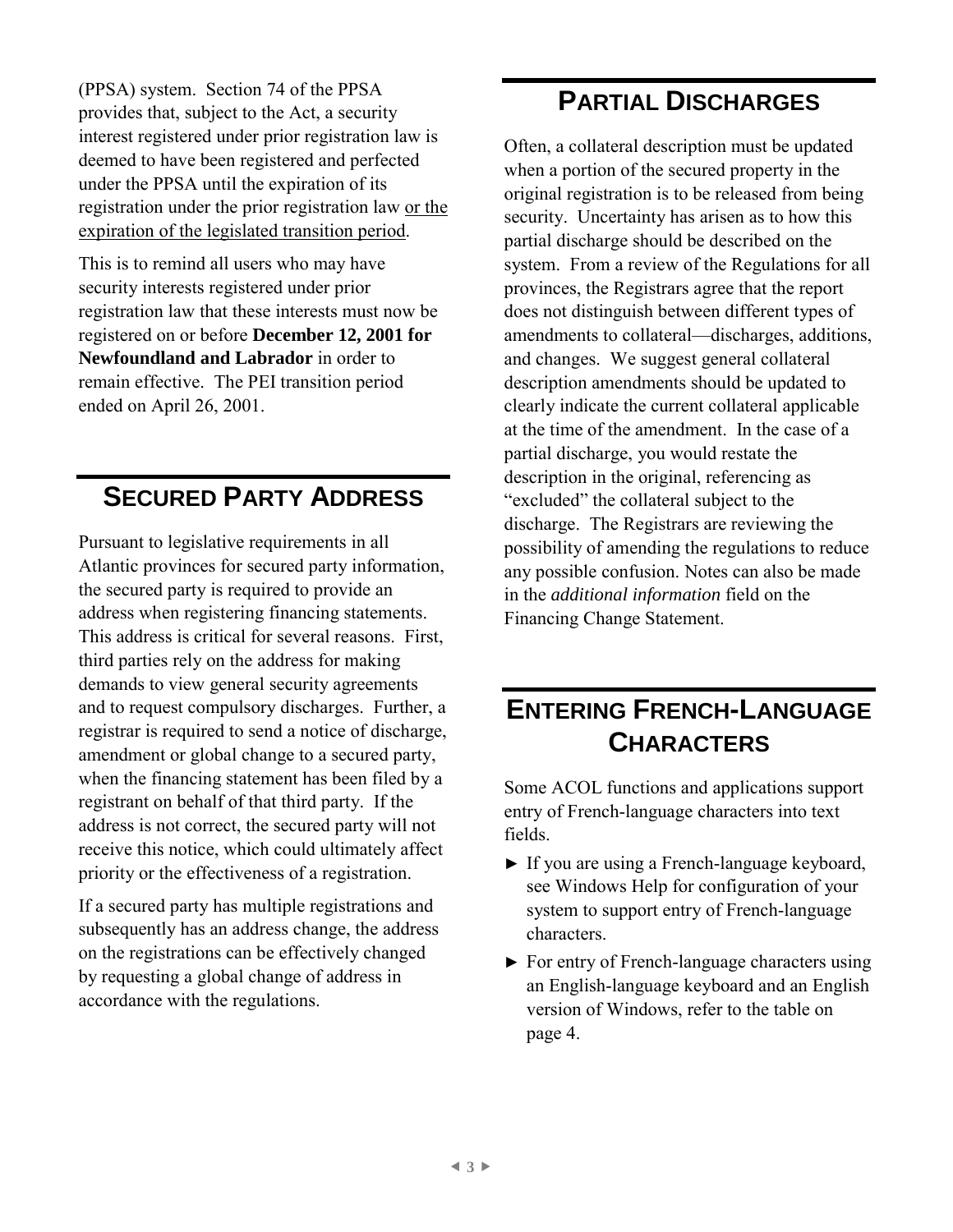(PPSA) system. Section 74 of the PPSA provides that, subject to the Act, a security interest registered under prior registration law is deemed to have been registered and perfected under the PPSA until the expiration of its registration under the prior registration law <u>or the expiration of the legislated transition period</u>.

This is to remind all users who may have security interests registered under prior registration law that these interests must now be registered on or before **December 12, 2001 for Newfoundland and Labrador** in order to remain effective. The PEI transition period ended on April 26, 2001.

## Secured Party Address

Pursuant to legislative requirements in all Atlantic provinces for secured party information, the secured party is required to provide an address when registering financing statements. This address is critical for several reasons. First, third parties rely on the address for making demands to view general security agreements and to request compulsory discharges. Further, a registrar is required to send a notice of discharge, amendment or global change to a secured party, when the financing statement has been filed by a registrant on behalf of that third party. If the address is not correct, the secured party will not receive this notice, which could ultimately affect priority or the effectiveness of a registration.

If a secured party has multiple registrations and subsequently has an address change, the address on the registrations can be effectively changed by requesting a global change of address in accordance with the regulations.

## Partial Discharges

Often, a collateral description must be updated when a portion of the secured property in the original registration is to be released from being security. Uncertainty has arisen as to how this partial discharge should be described on the system. From a review of the Regulations for all provinces, the Registrars agree that the report does not distinguish between different types of amendments to collateral—discharges, additions, and changes. We suggest general collateral description amendments should be updated to clearly indicate the current collateral applicable at the time of the amendment. In the case of a partial discharge, you would restate the description in the original, referencing as "excluded" the collateral subject to the discharge. The Registrars are reviewing the possibility of amending the regulations to reduce any possible confusion. Notes can also be made in the *additional information* field on the Financing Change Statement.

## Entering French-Language Characters

Some ACOL functions and applications support entry of French-language characters into text fields.

- ► If you are using a French-language keyboard, see Windows Help for configuration of your system to support entry of French-language characters.
- ► For entry of French-language characters using an English-language keyboard and an English version of Windows, refer to the table on page 4.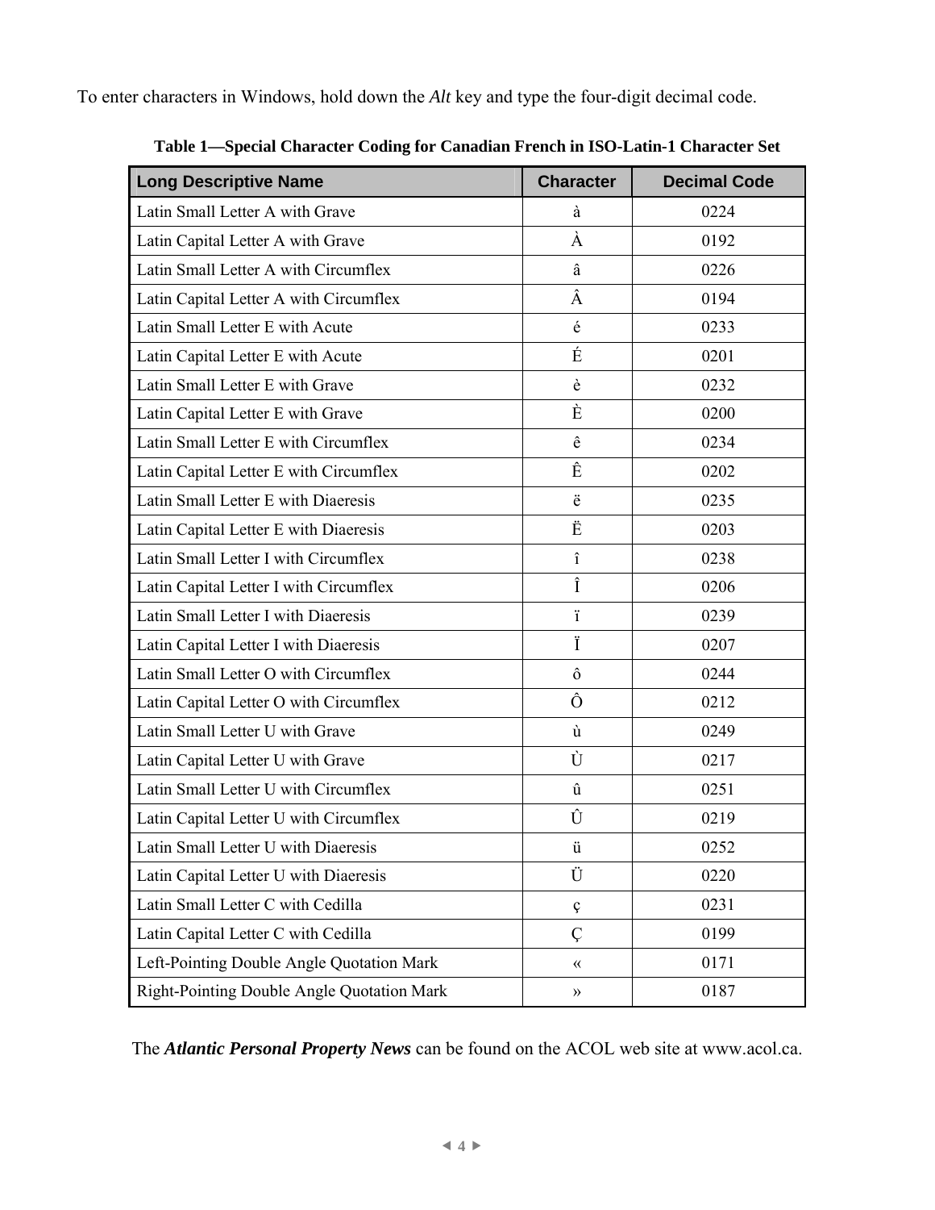To enter characters in Windows, hold down the *Alt* key and type the four-digit decimal code.

**Table 1—Special Character Coding for Canadian French in ISO-Latin-1 Character Set**

| Long Descriptive Name | Character | Decimal Code |
|---|---|---|
| Latin Small Letter A with Grave | à | 0224 |
| Latin Capital Letter A with Grave | À | 0192 |
| Latin Small Letter A with Circumflex | â | 0226 |
| Latin Capital Letter A with Circumflex | Â | 0194 |
| Latin Small Letter E with Acute | é | 0233 |
| Latin Capital Letter E with Acute | É | 0201 |
| Latin Small Letter E with Grave | è | 0232 |
| Latin Capital Letter E with Grave | È | 0200 |
| Latin Small Letter E with Circumflex | ê | 0234 |
| Latin Capital Letter E with Circumflex | Ê | 0202 |
| Latin Small Letter E with Diaeresis | ë | 0235 |
| Latin Capital Letter E with Diaeresis | Ë | 0203 |
| Latin Small Letter I with Circumflex | î | 0238 |
| Latin Capital Letter I with Circumflex | Î | 0206 |
| Latin Small Letter I with Diaeresis | ï | 0239 |
| Latin Capital Letter I with Diaeresis | Ï | 0207 |
| Latin Small Letter O with Circumflex | ô | 0244 |
| Latin Capital Letter O with Circumflex | Ô | 0212 |
| Latin Small Letter U with Grave | ù | 0249 |
| Latin Capital Letter U with Grave | Ù | 0217 |
| Latin Small Letter U with Circumflex | û | 0251 |
| Latin Capital Letter U with Circumflex | Û | 0219 |
| Latin Small Letter U with Diaeresis | ü | 0252 |
| Latin Capital Letter U with Diaeresis | Ü | 0220 |
| Latin Small Letter C with Cedilla | ç | 0231 |
| Latin Capital Letter C with Cedilla | Ç | 0199 |
| Left-Pointing Double Angle Quotation Mark | « | 0171 |
| Right-Pointing Double Angle Quotation Mark | » | 0187 |

The ***Atlantic Personal Property News*** can be found on the ACOL web site at www.acol.ca.